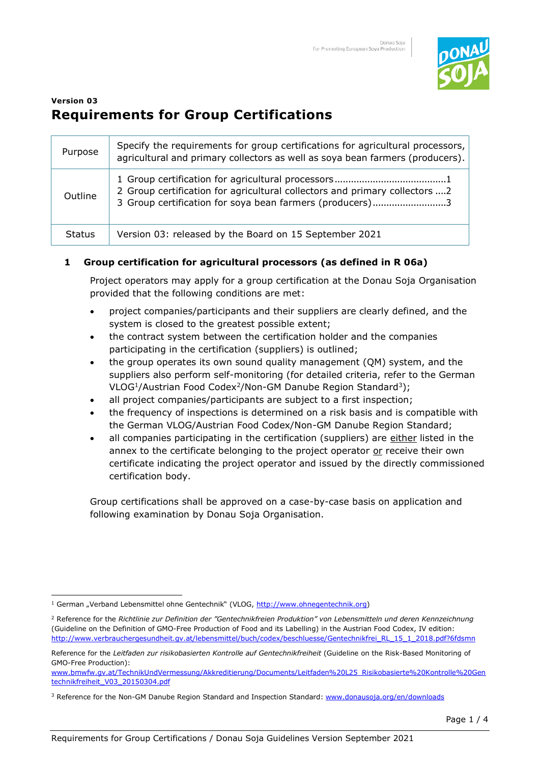**Version 03**

# Requirements for Group Certifications

| | |
|---|---|
| Purpose | Specify the requirements for group certifications for agricultural processors, agricultural and primary collectors as well as soya bean farmers (producers). |
| Outline | 1 Group certification for agricultural processors ........................................1<br>2 Group certification for agricultural collectors and primary collectors ....2<br>3 Group certification for soya bean farmers (producers)..........................3 |
| Status | Version 03: released by the Board on 15 September 2021 |

## 1 Group certification for agricultural processors (as defined in R 06a)

Project operators may apply for a group certification at the Donau Soja Organisation provided that the following conditions are met:

- project companies/participants and their suppliers are clearly defined, and the system is closed to the greatest possible extent;
- the contract system between the certification holder and the companies participating in the certification (suppliers) is outlined;
- the group operates its own sound quality management (QM) system, and the suppliers also perform self-monitoring (for detailed criteria, refer to the German VLOG[1]/Austrian Food Codex[2]/Non-GM Danube Region Standard[3]);
- all project companies/participants are subject to a first inspection;
- the frequency of inspections is determined on a risk basis and is compatible with the German VLOG/Austrian Food Codex/Non-GM Danube Region Standard;
- all companies participating in the certification (suppliers) are either listed in the annex to the certificate belonging to the project operator or receive their own certificate indicating the project operator and issued by the directly commissioned certification body.

Group certifications shall be approved on a case-by-case basis on application and following examination by Donau Soja Organisation.

---

[1] German „Verband Lebensmittel ohne Gentechnik" (VLOG, http://www.ohnegentechnik.org)

[2] Reference for the *Richtlinie zur Definition der "Gentechnikfreien Produktion" von Lebensmitteln und deren Kennzeichnung* (Guideline on the Definition of GMO-Free Production of Food and its Labelling) in the Austrian Food Codex, IV edition: http://www.verbrauchergesundheit.gv.at/lebensmittel/buch/codex/beschluesse/Gentechnikfrei_RL_15_1_2018.pdf?6fdsmn

Reference for the *Leitfaden zur risikobasierten Kontrolle auf Gentechnikfreiheit* (Guideline on the Risk-Based Monitoring of GMO-Free Production): www.bmwfw.gv.at/TechnikUndVermessung/Akkreditierung/Documents/Leitfaden%20L25_Risikobasierte%20Kontrolle%20Gentechnikfreiheit_V03_20150304.pdf

[3] Reference for the Non-GM Danube Region Standard and Inspection Standard: www.donausoja.org/en/downloads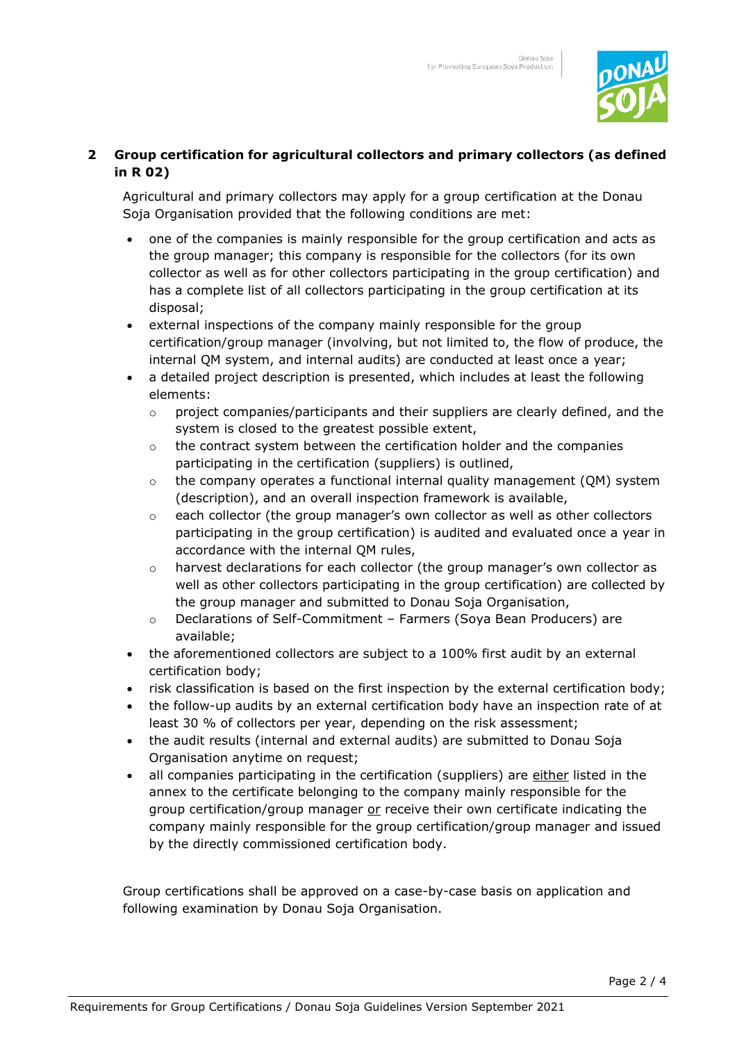## 2 Group certification for agricultural collectors and primary collectors (as defined in R 02)

Agricultural and primary collectors may apply for a group certification at the Donau Soja Organisation provided that the following conditions are met:

- one of the companies is mainly responsible for the group certification and acts as the group manager; this company is responsible for the collectors (for its own collector as well as for other collectors participating in the group certification) and has a complete list of all collectors participating in the group certification at its disposal;
- external inspections of the company mainly responsible for the group certification/group manager (involving, but not limited to, the flow of produce, the internal QM system, and internal audits) are conducted at least once a year;
- a detailed project description is presented, which includes at least the following elements:
  - project companies/participants and their suppliers are clearly defined, and the system is closed to the greatest possible extent,
  - the contract system between the certification holder and the companies participating in the certification (suppliers) is outlined,
  - the company operates a functional internal quality management (QM) system (description), and an overall inspection framework is available,
  - each collector (the group manager's own collector as well as other collectors participating in the group certification) is audited and evaluated once a year in accordance with the internal QM rules,
  - harvest declarations for each collector (the group manager's own collector as well as other collectors participating in the group certification) are collected by the group manager and submitted to Donau Soja Organisation,
  - Declarations of Self-Commitment – Farmers (Soya Bean Producers) are available;
- the aforementioned collectors are subject to a 100% first audit by an external certification body;
- risk classification is based on the first inspection by the external certification body;
- the follow-up audits by an external certification body have an inspection rate of at least 30 % of collectors per year, depending on the risk assessment;
- the audit results (internal and external audits) are submitted to Donau Soja Organisation anytime on request;
- all companies participating in the certification (suppliers) are either listed in the annex to the certificate belonging to the company mainly responsible for the group certification/group manager or receive their own certificate indicating the company mainly responsible for the group certification/group manager and issued by the directly commissioned certification body.

Group certifications shall be approved on a case-by-case basis on application and following examination by Donau Soja Organisation.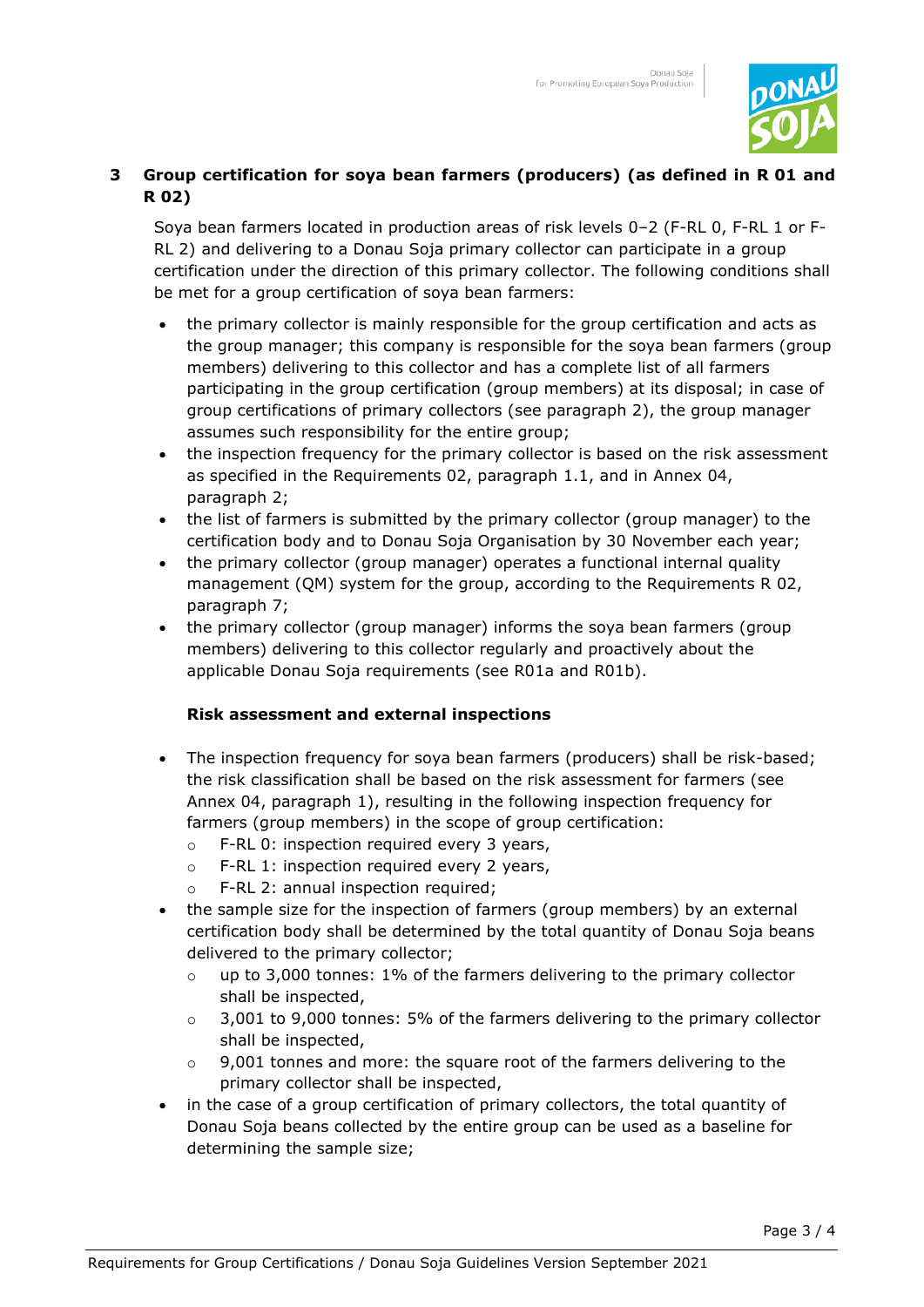## 3 Group certification for soya bean farmers (producers) (as defined in R 01 and R 02)

Soya bean farmers located in production areas of risk levels 0–2 (F-RL 0, F-RL 1 or F-RL 2) and delivering to a Donau Soja primary collector can participate in a group certification under the direction of this primary collector. The following conditions shall be met for a group certification of soya bean farmers:

- the primary collector is mainly responsible for the group certification and acts as the group manager; this company is responsible for the soya bean farmers (group members) delivering to this collector and has a complete list of all farmers participating in the group certification (group members) at its disposal; in case of group certifications of primary collectors (see paragraph 2), the group manager assumes such responsibility for the entire group;
- the inspection frequency for the primary collector is based on the risk assessment as specified in the Requirements 02, paragraph 1.1, and in Annex 04, paragraph 2;
- the list of farmers is submitted by the primary collector (group manager) to the certification body and to Donau Soja Organisation by 30 November each year;
- the primary collector (group manager) operates a functional internal quality management (QM) system for the group, according to the Requirements R 02, paragraph 7;
- the primary collector (group manager) informs the soya bean farmers (group members) delivering to this collector regularly and proactively about the applicable Donau Soja requirements (see R01a and R01b).

**Risk assessment and external inspections**

- The inspection frequency for soya bean farmers (producers) shall be risk-based; the risk classification shall be based on the risk assessment for farmers (see Annex 04, paragraph 1), resulting in the following inspection frequency for farmers (group members) in the scope of group certification:
  - F-RL 0: inspection required every 3 years,
  - F-RL 1: inspection required every 2 years,
  - F-RL 2: annual inspection required;
- the sample size for the inspection of farmers (group members) by an external certification body shall be determined by the total quantity of Donau Soja beans delivered to the primary collector;
  - up to 3,000 tonnes: 1% of the farmers delivering to the primary collector shall be inspected,
  - 3,001 to 9,000 tonnes: 5% of the farmers delivering to the primary collector shall be inspected,
  - 9,001 tonnes and more: the square root of the farmers delivering to the primary collector shall be inspected,
- in the case of a group certification of primary collectors, the total quantity of Donau Soja beans collected by the entire group can be used as a baseline for determining the sample size;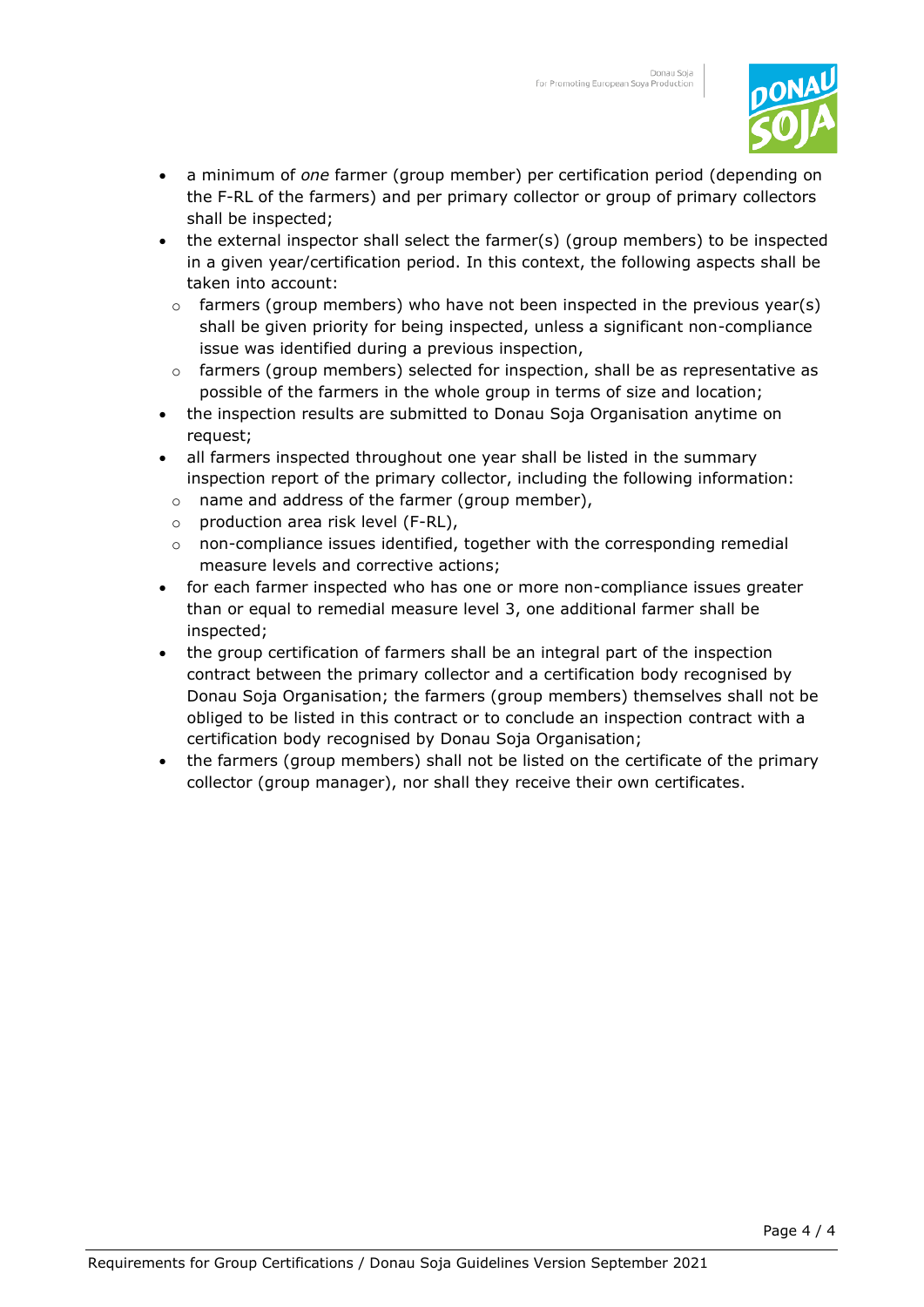- a minimum of *one* farmer (group member) per certification period (depending on the F-RL of the farmers) and per primary collector or group of primary collectors shall be inspected;
- the external inspector shall select the farmer(s) (group members) to be inspected in a given year/certification period. In this context, the following aspects shall be taken into account:
  - farmers (group members) who have not been inspected in the previous year(s) shall be given priority for being inspected, unless a significant non-compliance issue was identified during a previous inspection,
  - farmers (group members) selected for inspection, shall be as representative as possible of the farmers in the whole group in terms of size and location;
- the inspection results are submitted to Donau Soja Organisation anytime on request;
- all farmers inspected throughout one year shall be listed in the summary inspection report of the primary collector, including the following information:
  - name and address of the farmer (group member),
  - production area risk level (F-RL),
  - non-compliance issues identified, together with the corresponding remedial measure levels and corrective actions;
- for each farmer inspected who has one or more non-compliance issues greater than or equal to remedial measure level 3, one additional farmer shall be inspected;
- the group certification of farmers shall be an integral part of the inspection contract between the primary collector and a certification body recognised by Donau Soja Organisation; the farmers (group members) themselves shall not be obliged to be listed in this contract or to conclude an inspection contract with a certification body recognised by Donau Soja Organisation;
- the farmers (group members) shall not be listed on the certificate of the primary collector (group manager), nor shall they receive their own certificates.